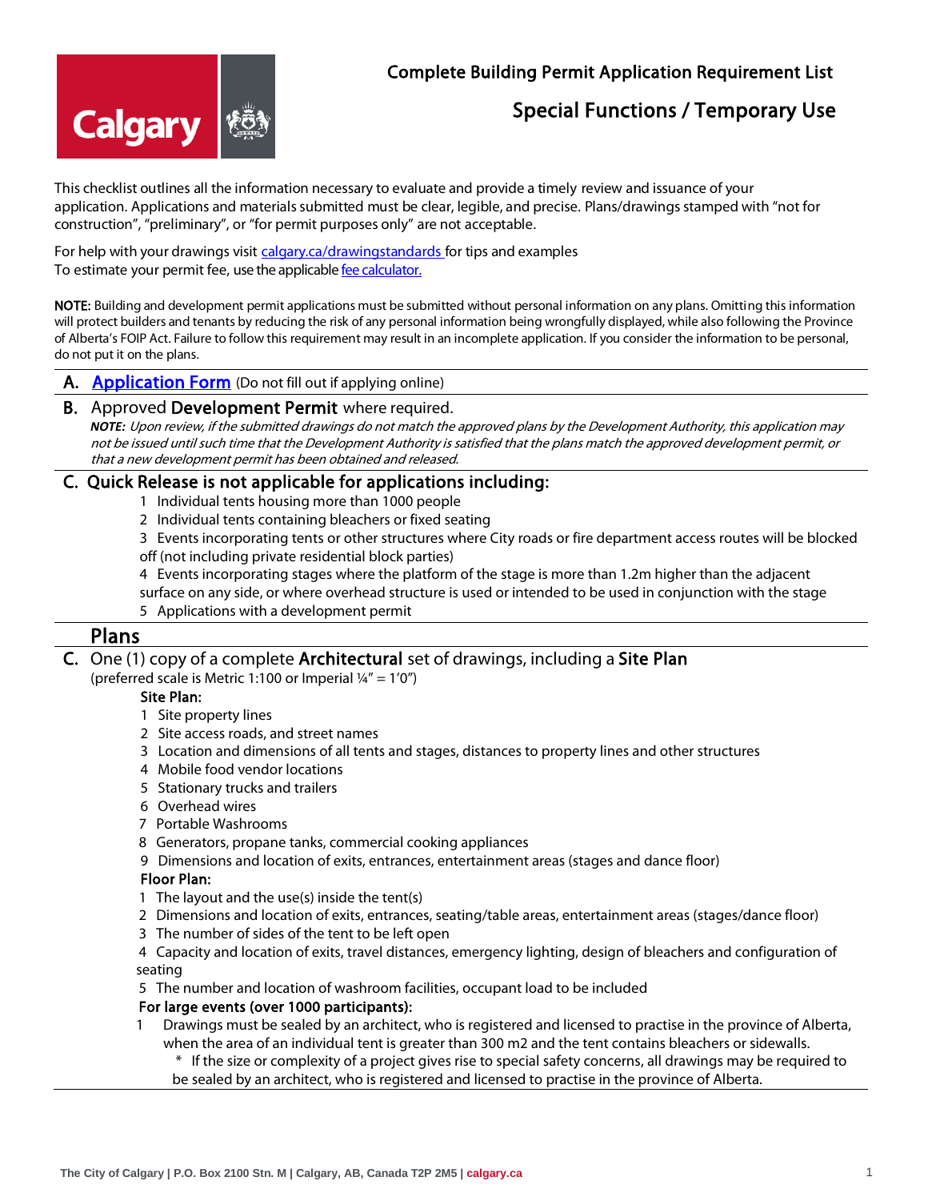# Complete Building Permit Application Requirement List

## Special Functions / Temporary Use

This checklist outlines all the information necessary to evaluate and provide a timely review and issuance of your application. Applications and materials submitted must be clear, legible, and precise. Plans/drawings stamped with "not for construction", "preliminary", or "for permit purposes only" are not acceptable.

For help with your drawings visit [calgary.ca/drawingstandards](calgary.ca/drawingstandards) for tips and examples
To estimate your permit fee, use the applicable [fee calculator.](#)

**NOTE:** Building and development permit applications must be submitted without personal information on any plans. Omitting this information will protect builders and tenants by reducing the risk of any personal information being wrongfully displayed, while also following the Province of Alberta's FOIP Act. Failure to follow this requirement may result in an incomplete application. If you consider the information to be personal, do not put it on the plans.

**A. [Application Form](#)** (Do not fill out if applying online)

**B.** Approved **Development Permit** where required.
*__NOTE:__ Upon review, if the submitted drawings do not match the approved plans by the Development Authority, this application may not be issued until such time that the Development Authority is satisfied that the plans match the approved development permit, or that a new development permit has been obtained and released.*

**C. Quick Release is not applicable for applications including:**

1. Individual tents housing more than 1000 people
2. Individual tents containing bleachers or fixed seating
3. Events incorporating tents or other structures where City roads or fire department access routes will be blocked off (not including private residential block parties)
4. Events incorporating stages where the platform of the stage is more than 1.2m higher than the adjacent surface on any side, or where overhead structure is used or intended to be used in conjunction with the stage
5. Applications with a development permit

## Plans

**C.** One (1) copy of a complete **Architectural** set of drawings, including a **Site Plan**
(preferred scale is Metric 1:100 or Imperial ¼" = 1'0")

**Site Plan:**

1. Site property lines
2. Site access roads, and street names
3. Location and dimensions of all tents and stages, distances to property lines and other structures
4. Mobile food vendor locations
5. Stationary trucks and trailers
6. Overhead wires
7. Portable Washrooms
8. Generators, propane tanks, commercial cooking appliances
9. Dimensions and location of exits, entrances, entertainment areas (stages and dance floor)

**Floor Plan:**

1. The layout and the use(s) inside the tent(s)
2. Dimensions and location of exits, entrances, seating/table areas, entertainment areas (stages/dance floor)
3. The number of sides of the tent to be left open
4. Capacity and location of exits, travel distances, emergency lighting, design of bleachers and configuration of seating
5. The number and location of washroom facilities, occupant load to be included

**For large events (over 1000 participants):**

1. Drawings must be sealed by an architect, who is registered and licensed to practise in the province of Alberta, when the area of an individual tent is greater than 300 m2 and the tent contains bleachers or sidewalls.
   * If the size or complexity of a project gives rise to special safety concerns, all drawings may be required to be sealed by an architect, who is registered and licensed to practise in the province of Alberta.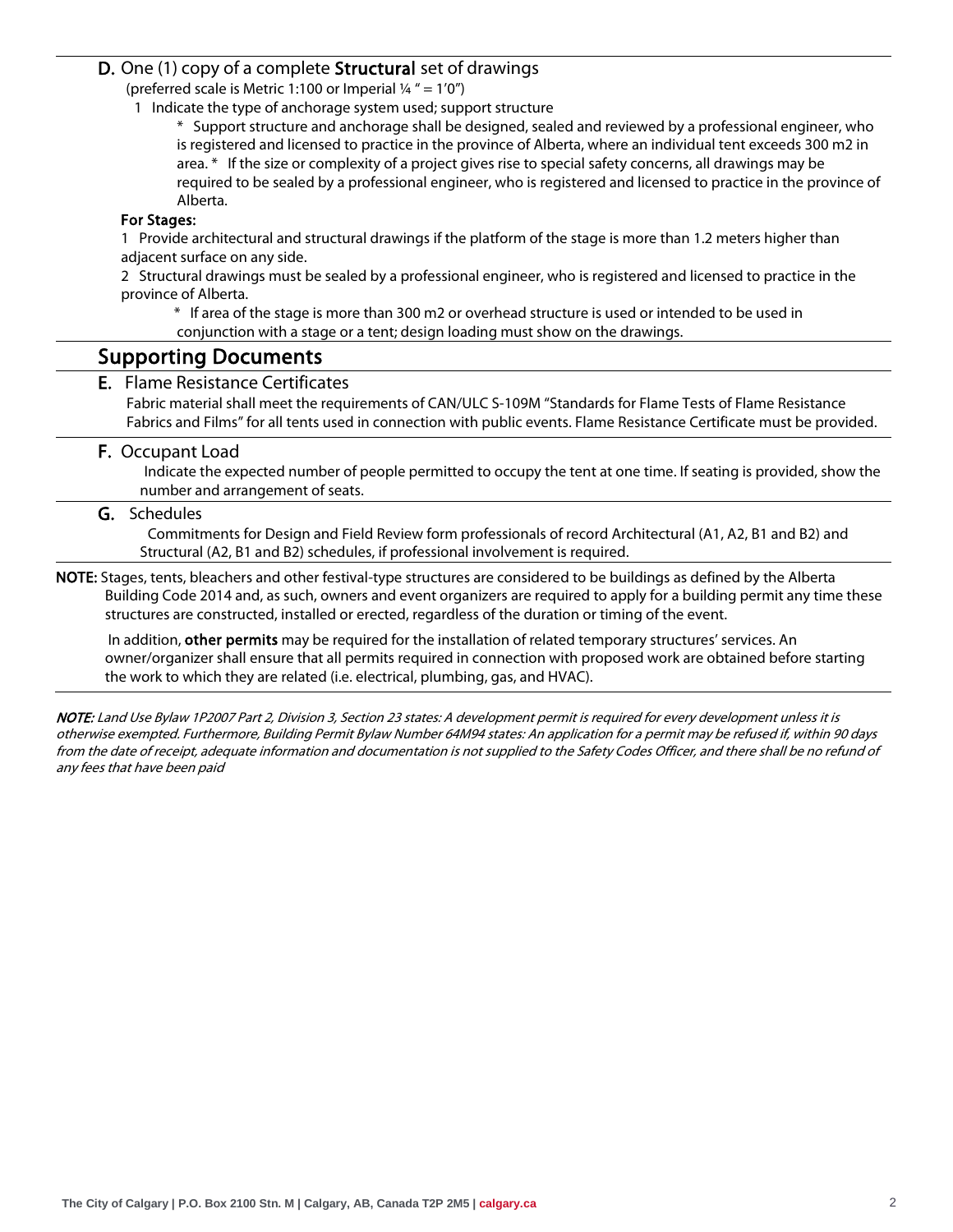**D.** One (1) copy of a complete **Structural** set of drawings

(preferred scale is Metric 1:100 or Imperial ¼ " = 1'0")

1 Indicate the type of anchorage system used; support structure

\* Support structure and anchorage shall be designed, sealed and reviewed by a professional engineer, who is registered and licensed to practice in the province of Alberta, where an individual tent exceeds 300 m2 in area. \* If the size or complexity of a project gives rise to special safety concerns, all drawings may be required to be sealed by a professional engineer, who is registered and licensed to practice in the province of Alberta.

**For Stages:**

1 Provide architectural and structural drawings if the platform of the stage is more than 1.2 meters higher than adjacent surface on any side.

2 Structural drawings must be sealed by a professional engineer, who is registered and licensed to practice in the province of Alberta.

\* If area of the stage is more than 300 m2 or overhead structure is used or intended to be used in conjunction with a stage or a tent; design loading must show on the drawings.

## Supporting Documents

**E.** Flame Resistance Certificates

Fabric material shall meet the requirements of CAN/ULC S-109M "Standards for Flame Tests of Flame Resistance Fabrics and Films" for all tents used in connection with public events. Flame Resistance Certificate must be provided.

**F.** Occupant Load

Indicate the expected number of people permitted to occupy the tent at one time. If seating is provided, show the number and arrangement of seats.

**G.** Schedules

Commitments for Design and Field Review form professionals of record Architectural (A1, A2, B1 and B2) and Structural (A2, B1 and B2) schedules, if professional involvement is required.

**NOTE:** Stages, tents, bleachers and other festival-type structures are considered to be buildings as defined by the Alberta Building Code 2014 and, as such, owners and event organizers are required to apply for a building permit any time these structures are constructed, installed or erected, regardless of the duration or timing of the event.

In addition, **other permits** may be required for the installation of related temporary structures' services. An owner/organizer shall ensure that all permits required in connection with proposed work are obtained before starting the work to which they are related (i.e. electrical, plumbing, gas, and HVAC).

***NOTE:*** *Land Use Bylaw 1P2007 Part 2, Division 3, Section 23 states: A development permit is required for every development unless it is otherwise exempted. Furthermore, Building Permit Bylaw Number 64M94 states: An application for a permit may be refused if, within 90 days from the date of receipt, adequate information and documentation is not supplied to the Safety Codes Officer, and there shall be no refund of any fees that have been paid*